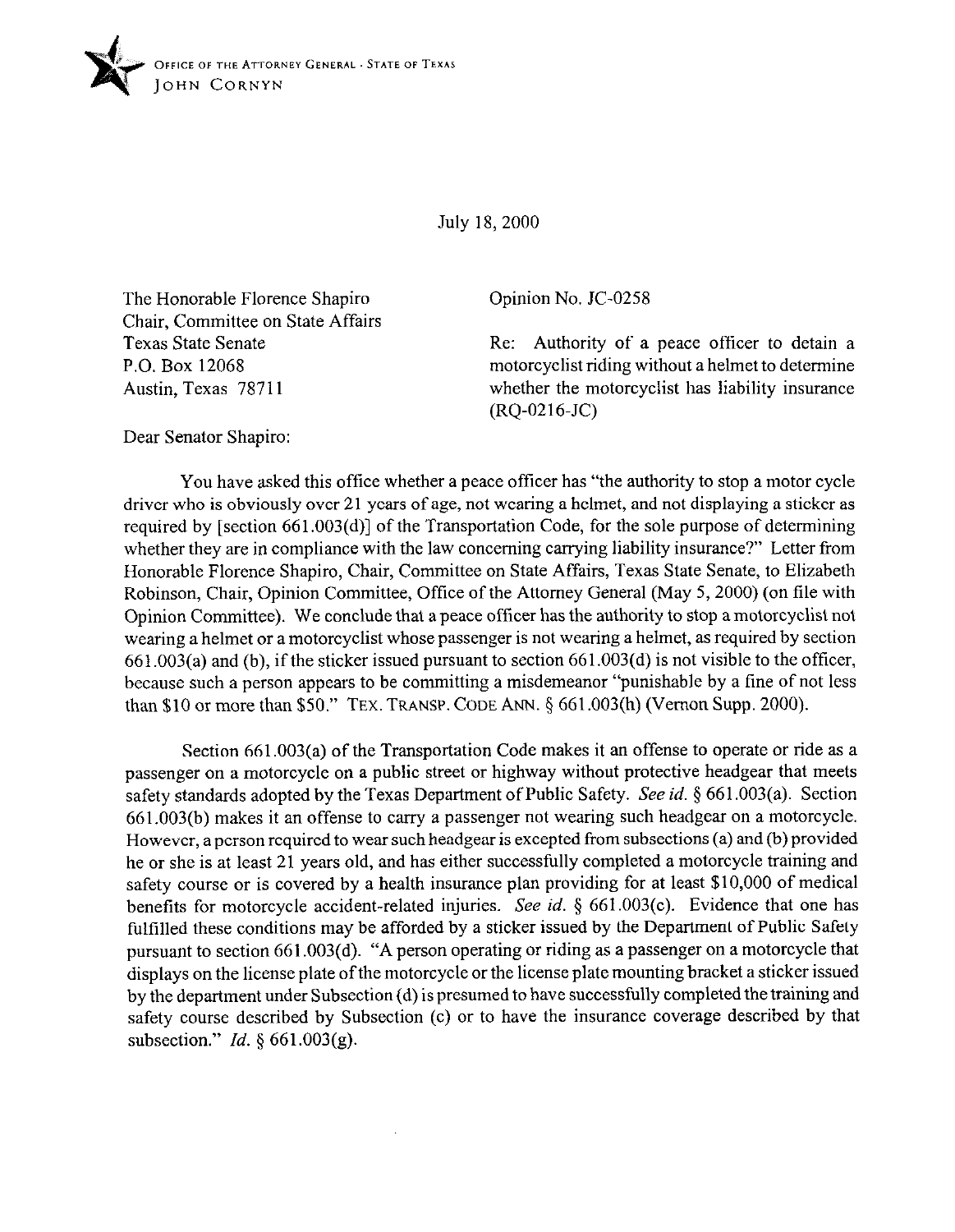OFFICE OF THE ATTORNEY GENERAL · STATE OF TEXAS
JOHN CORNYN

July 18, 2000

The Honorable Florence Shapiro
Chair, Committee on State Affairs
Texas State Senate
P.O. Box 12068
Austin, Texas 78711

Opinion No. JC-0258

Re: Authority of a peace officer to detain a motorcyclist riding without a helmet to determine whether the motorcyclist has liability insurance (RQ-0216-JC)

Dear Senator Shapiro:

You have asked this office whether a peace officer has "the authority to stop a motor cycle driver who is obviously over 21 years of age, not wearing a helmet, and not displaying a sticker as required by [section 661.003(d)] of the Transportation Code, for the sole purpose of determining whether they are in compliance with the law concerning carrying liability insurance?" Letter from Honorable Florence Shapiro, Chair, Committee on State Affairs, Texas State Senate, to Elizabeth Robinson, Chair, Opinion Committee, Office of the Attorney General (May 5, 2000) (on file with Opinion Committee). We conclude that a peace officer has the authority to stop a motorcyclist not wearing a helmet or a motorcyclist whose passenger is not wearing a helmet, as required by section 661.003(a) and (b), if the sticker issued pursuant to section 661.003(d) is not visible to the officer, because such a person appears to be committing a misdemeanor "punishable by a fine of not less than $10 or more than $50." TEX. TRANSP. CODE ANN. § 661.003(h) (Vernon Supp. 2000).

Section 661.003(a) of the Transportation Code makes it an offense to operate or ride as a passenger on a motorcycle on a public street or highway without protective headgear that meets safety standards adopted by the Texas Department of Public Safety. *See id.* § 661.003(a). Section 661.003(b) makes it an offense to carry a passenger not wearing such headgear on a motorcycle. However, a person required to wear such headgear is excepted from subsections (a) and (b) provided he or she is at least 21 years old, and has either successfully completed a motorcycle training and safety course or is covered by a health insurance plan providing for at least $10,000 of medical benefits for motorcycle accident-related injuries. *See id.* § 661.003(c). Evidence that one has fulfilled these conditions may be afforded by a sticker issued by the Department of Public Safety pursuant to section 661.003(d). "A person operating or riding as a passenger on a motorcycle that displays on the license plate of the motorcycle or the license plate mounting bracket a sticker issued by the department under Subsection (d) is presumed to have successfully completed the training and safety course described by Subsection (c) or to have the insurance coverage described by that subsection." *Id.* § 661.003(g).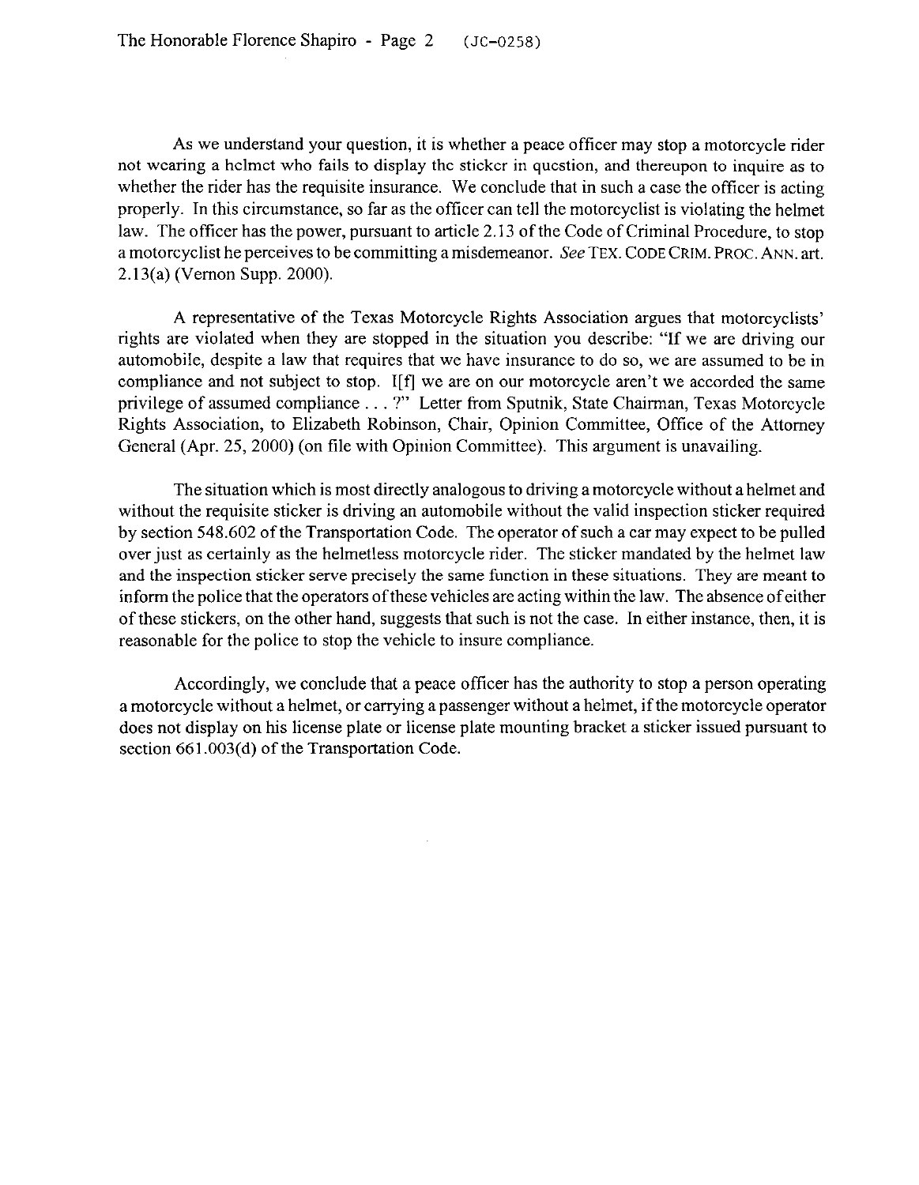As we understand your question, it is whether a peace officer may stop a motorcycle rider not wearing a helmet who fails to display the sticker in question, and thereupon to inquire as to whether the rider has the requisite insurance. We conclude that in such a case the officer is acting properly. In this circumstance, so far as the officer can tell the motorcyclist is violating the helmet law. The officer has the power, pursuant to article 2.13 of the Code of Criminal Procedure, to stop a motorcyclist he perceives to be committing a misdemeanor. *See* TEX. CODE CRIM. PROC. ANN. art. 2.13(a) (Vernon Supp. 2000).

A representative of the Texas Motorcycle Rights Association argues that motorcyclists' rights are violated when they are stopped in the situation you describe: "If we are driving our automobile, despite a law that requires that we have insurance to do so, we are assumed to be in compliance and not subject to stop. I[f] we are on our motorcycle aren't we accorded the same privilege of assumed compliance . . . ?" Letter from Sputnik, State Chairman, Texas Motorcycle Rights Association, to Elizabeth Robinson, Chair, Opinion Committee, Office of the Attorney General (Apr. 25, 2000) (on file with Opinion Committee). This argument is unavailing.

The situation which is most directly analogous to driving a motorcycle without a helmet and without the requisite sticker is driving an automobile without the valid inspection sticker required by section 548.602 of the Transportation Code. The operator of such a car may expect to be pulled over just as certainly as the helmetless motorcycle rider. The sticker mandated by the helmet law and the inspection sticker serve precisely the same function in these situations. They are meant to inform the police that the operators of these vehicles are acting within the law. The absence of either of these stickers, on the other hand, suggests that such is not the case. In either instance, then, it is reasonable for the police to stop the vehicle to insure compliance.

Accordingly, we conclude that a peace officer has the authority to stop a person operating a motorcycle without a helmet, or carrying a passenger without a helmet, if the motorcycle operator does not display on his license plate or license plate mounting bracket a sticker issued pursuant to section 661.003(d) of the Transportation Code.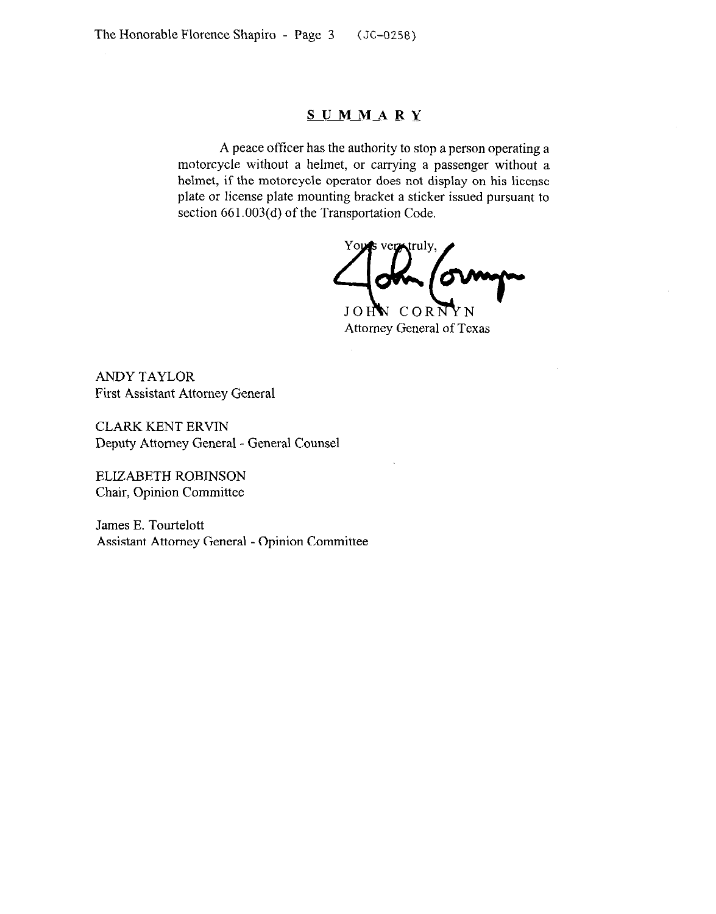## SUMMARY

A peace officer has the authority to stop a person operating a motorcycle without a helmet, or carrying a passenger without a helmet, if the motorcycle operator does not display on his license plate or license plate mounting bracket a sticker issued pursuant to section 661.003(d) of the Transportation Code.

Yours very truly,

JOHN CORNYN
Attorney General of Texas

ANDY TAYLOR
First Assistant Attorney General

CLARK KENT ERVIN
Deputy Attorney General - General Counsel

ELIZABETH ROBINSON
Chair, Opinion Committee

James E. Tourtelott
Assistant Attorney General - Opinion Committee